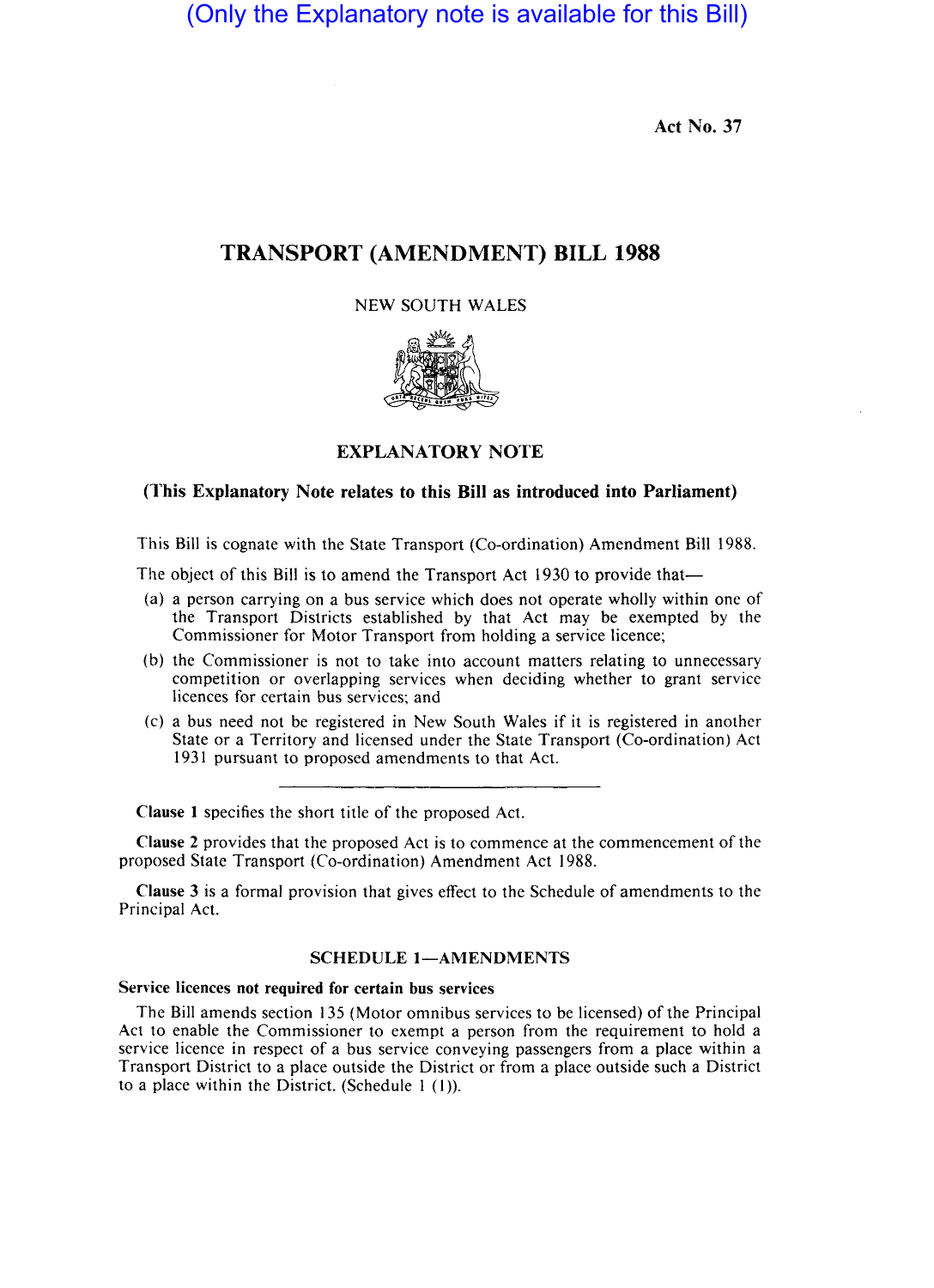(Only the Explanatory note is available for this Bill)

Act No. 37

# TRANSPORT (AMENDMENT) BILL 1988

NEW SOUTH WALES

## EXPLANATORY NOTE

### (This Explanatory Note relates to this Bill as introduced into Parliament)

This Bill is cognate with the State Transport (Co-ordination) Amendment Bill 1988.

The object of this Bill is to amend the Transport Act 1930 to provide that—

(a) a person carrying on a bus service which does not operate wholly within one of the Transport Districts established by that Act may be exempted by the Commissioner for Motor Transport from holding a service licence;

(b) the Commissioner is not to take into account matters relating to unnecessary competition or overlapping services when deciding whether to grant service licences for certain bus services; and

(c) a bus need not be registered in New South Wales if it is registered in another State or a Territory and licensed under the State Transport (Co-ordination) Act 1931 pursuant to proposed amendments to that Act.

---

**Clause 1** specifies the short title of the proposed Act.

**Clause 2** provides that the proposed Act is to commence at the commencement of the proposed State Transport (Co-ordination) Amendment Act 1988.

**Clause 3** is a formal provision that gives effect to the Schedule of amendments to the Principal Act.

### SCHEDULE 1—AMENDMENTS

**Service licences not required for certain bus services**

The Bill amends section 135 (Motor omnibus services to be licensed) of the Principal Act to enable the Commissioner to exempt a person from the requirement to hold a service licence in respect of a bus service conveying passengers from a place within a Transport District to a place outside the District or from a place outside such a District to a place within the District. (Schedule 1 (1)).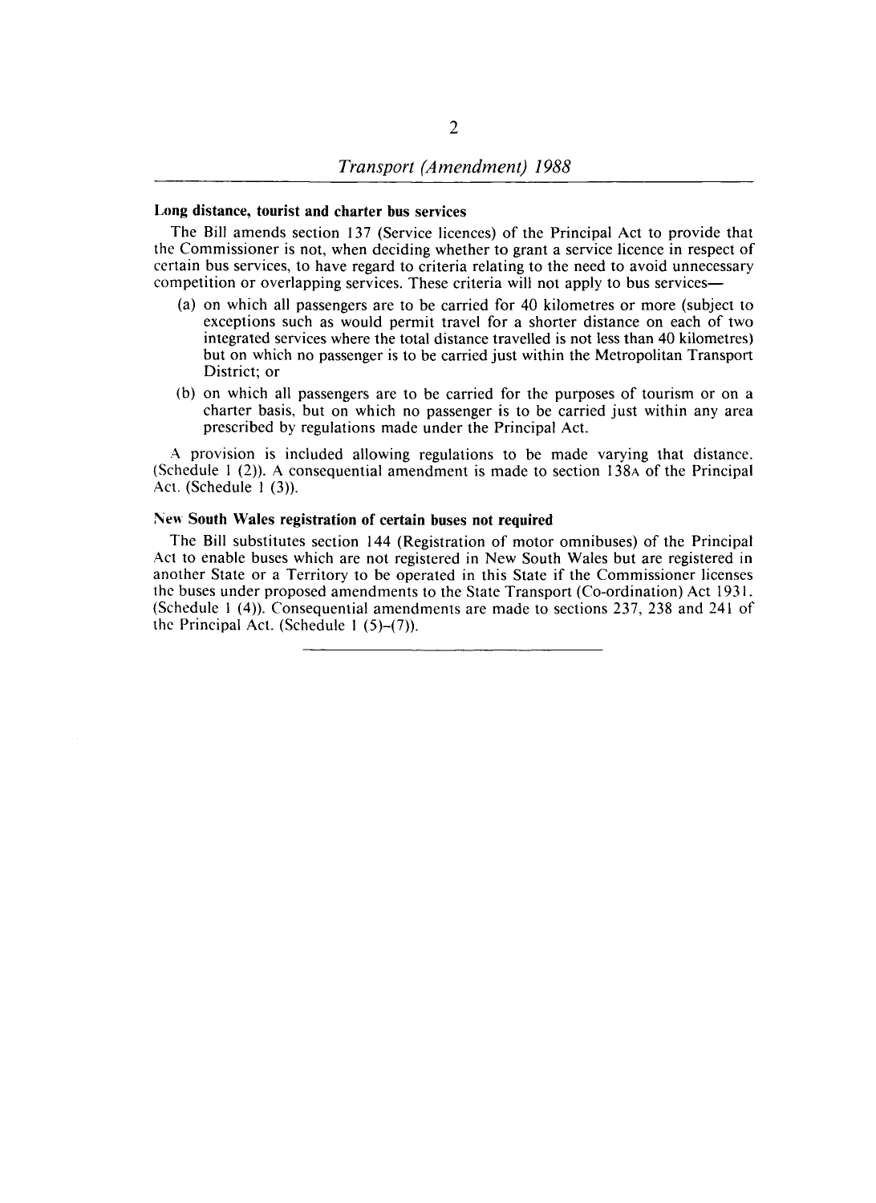**Long distance, tourist and charter bus services**

The Bill amends section 137 (Service licences) of the Principal Act to provide that the Commissioner is not, when deciding whether to grant a service licence in respect of certain bus services, to have regard to criteria relating to the need to avoid unnecessary competition or overlapping services. These criteria will not apply to bus services—

(a) on which all passengers are to be carried for 40 kilometres or more (subject to exceptions such as would permit travel for a shorter distance on each of two integrated services where the total distance travelled is not less than 40 kilometres) but on which no passenger is to be carried just within the Metropolitan Transport District; or

(b) on which all passengers are to be carried for the purposes of tourism or on a charter basis, but on which no passenger is to be carried just within any area prescribed by regulations made under the Principal Act.

A provision is included allowing regulations to be made varying that distance. (Schedule 1 (2)). A consequential amendment is made to section 138A of the Principal Act. (Schedule 1 (3)).

**New South Wales registration of certain buses not required**

The Bill substitutes section 144 (Registration of motor omnibuses) of the Principal Act to enable buses which are not registered in New South Wales but are registered in another State or a Territory to be operated in this State if the Commissioner licenses the buses under proposed amendments to the State Transport (Co-ordination) Act 1931. (Schedule 1 (4)). Consequential amendments are made to sections 237, 238 and 241 of the Principal Act. (Schedule 1 (5)–(7)).